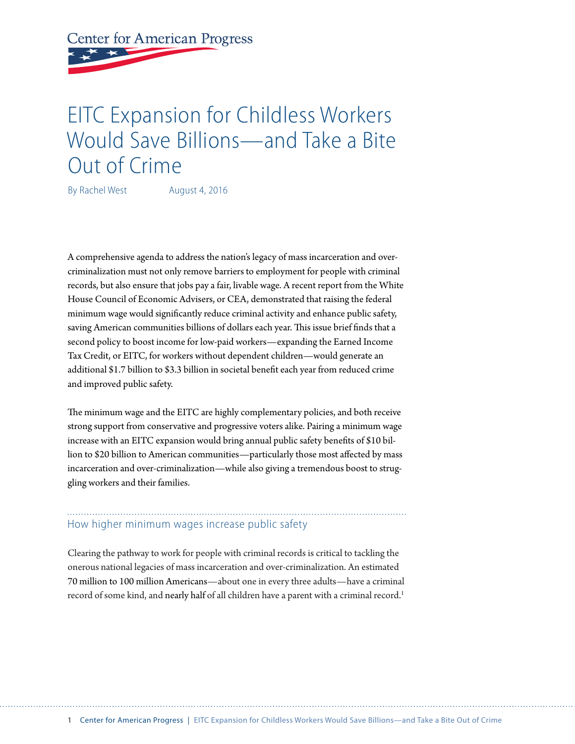Center for American Progress

# EITC Expansion for Childless Workers Would Save Billions—and Take a Bite Out of Crime

By Rachel West    August 4, 2016

A comprehensive agenda to address the nation's legacy of mass incarceration and over-criminalization must not only remove barriers to employment for people with criminal records, but also ensure that jobs pay a fair, livable wage. A recent report from the White House Council of Economic Advisers, or CEA, demonstrated that raising the federal minimum wage would significantly reduce criminal activity and enhance public safety, saving American communities billions of dollars each year. This issue brief finds that a second policy to boost income for low-paid workers—expanding the Earned Income Tax Credit, or EITC, for workers without dependent children—would generate an additional $1.7 billion to $3.3 billion in societal benefit each year from reduced crime and improved public safety.

The minimum wage and the EITC are highly complementary policies, and both receive strong support from conservative and progressive voters alike. Pairing a minimum wage increase with an EITC expansion would bring annual public safety benefits of $10 billion to $20 billion to American communities—particularly those most affected by mass incarceration and over-criminalization—while also giving a tremendous boost to struggling workers and their families.

## How higher minimum wages increase public safety

Clearing the pathway to work for people with criminal records is critical to tackling the onerous national legacies of mass incarceration and over-criminalization. An estimated 70 million to 100 million Americans—about one in every three adults—have a criminal record of some kind, and nearly half of all children have a parent with a criminal record.[1]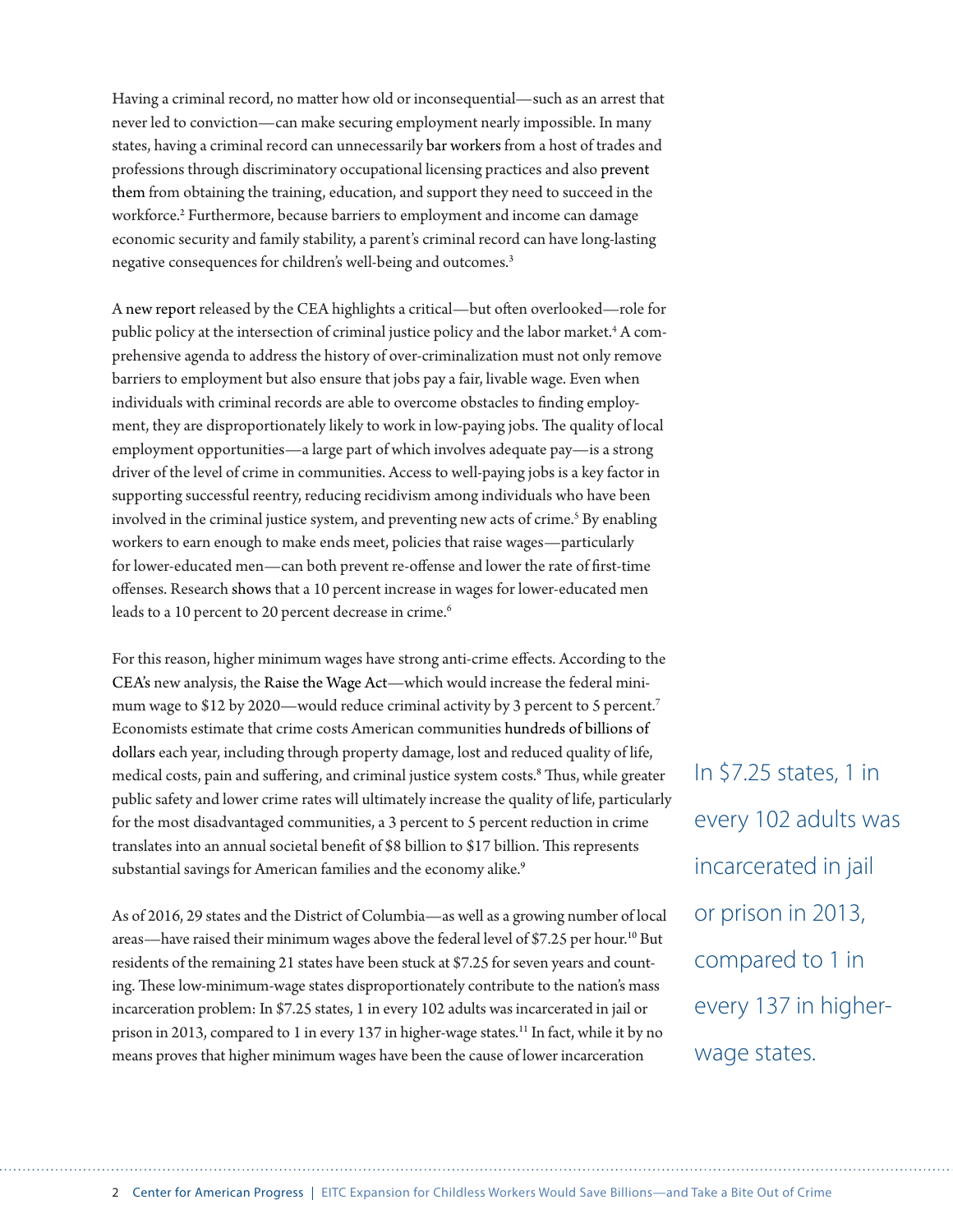Having a criminal record, no matter how old or inconsequential—such as an arrest that never led to conviction—can make securing employment nearly impossible. In many states, having a criminal record can unnecessarily bar workers from a host of trades and professions through discriminatory occupational licensing practices and also prevent them from obtaining the training, education, and support they need to succeed in the workforce.[2] Furthermore, because barriers to employment and income can damage economic security and family stability, a parent's criminal record can have long-lasting negative consequences for children's well-being and outcomes.[3]

A new report released by the CEA highlights a critical—but often overlooked—role for public policy at the intersection of criminal justice policy and the labor market.[4] A comprehensive agenda to address the history of over-criminalization must not only remove barriers to employment but also ensure that jobs pay a fair, livable wage. Even when individuals with criminal records are able to overcome obstacles to finding employment, they are disproportionately likely to work in low-paying jobs. The quality of local employment opportunities—a large part of which involves adequate pay—is a strong driver of the level of crime in communities. Access to well-paying jobs is a key factor in supporting successful reentry, reducing recidivism among individuals who have been involved in the criminal justice system, and preventing new acts of crime.[5] By enabling workers to earn enough to make ends meet, policies that raise wages—particularly for lower-educated men—can both prevent re-offense and lower the rate of first-time offenses. Research shows that a 10 percent increase in wages for lower-educated men leads to a 10 percent to 20 percent decrease in crime.[6]

For this reason, higher minimum wages have strong anti-crime effects. According to the CEA's new analysis, the Raise the Wage Act—which would increase the federal minimum wage to $12 by 2020—would reduce criminal activity by 3 percent to 5 percent.[7] Economists estimate that crime costs American communities hundreds of billions of dollars each year, including through property damage, lost and reduced quality of life, medical costs, pain and suffering, and criminal justice system costs.[8] Thus, while greater public safety and lower crime rates will ultimately increase the quality of life, particularly for the most disadvantaged communities, a 3 percent to 5 percent reduction in crime translates into an annual societal benefit of $8 billion to $17 billion. This represents substantial savings for American families and the economy alike.[9]

> In $7.25 states, 1 in every 102 adults was incarcerated in jail or prison in 2013, compared to 1 in every 137 in higher-wage states.

As of 2016, 29 states and the District of Columbia—as well as a growing number of local areas—have raised their minimum wages above the federal level of $7.25 per hour.[10] But residents of the remaining 21 states have been stuck at $7.25 for seven years and counting. These low-minimum-wage states disproportionately contribute to the nation's mass incarceration problem: In $7.25 states, 1 in every 102 adults was incarcerated in jail or prison in 2013, compared to 1 in every 137 in higher-wage states.[11] In fact, while it by no means proves that higher minimum wages have been the cause of lower incarceration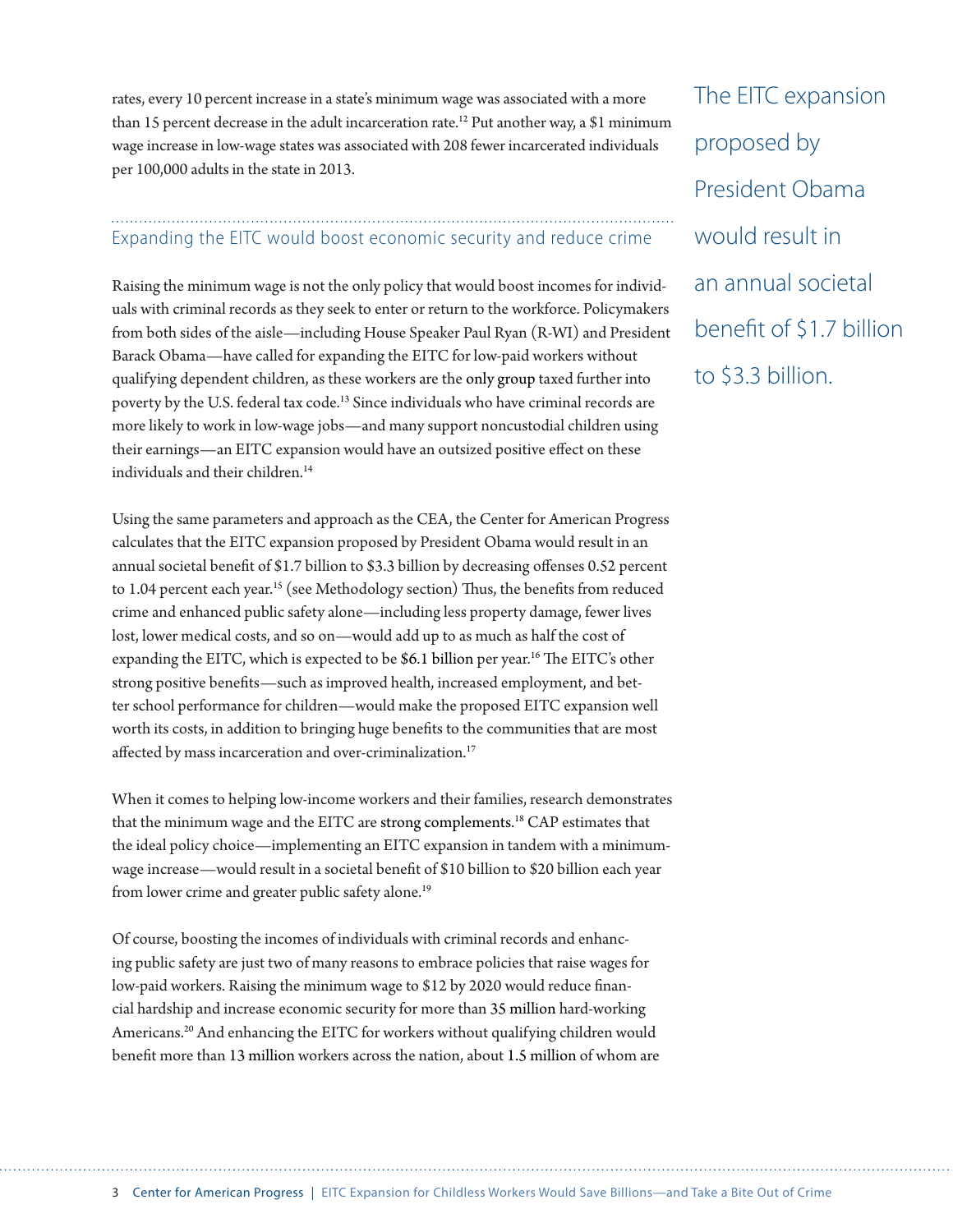rates, every 10 percent increase in a state's minimum wage was associated with a more than 15 percent decrease in the adult incarceration rate.[12] Put another way, a $1 minimum wage increase in low-wage states was associated with 208 fewer incarcerated individuals per 100,000 adults in the state in 2013.

## Expanding the EITC would boost economic security and reduce crime

Raising the minimum wage is not the only policy that would boost incomes for individuals with criminal records as they seek to enter or return to the workforce. Policymakers from both sides of the aisle—including House Speaker Paul Ryan (R-WI) and President Barack Obama—have called for expanding the EITC for low-paid workers without qualifying dependent children, as these workers are the only group taxed further into poverty by the U.S. federal tax code.[13] Since individuals who have criminal records are more likely to work in low-wage jobs—and many support noncustodial children using their earnings—an EITC expansion would have an outsized positive effect on these individuals and their children.[14]

Using the same parameters and approach as the CEA, the Center for American Progress calculates that the EITC expansion proposed by President Obama would result in an annual societal benefit of $1.7 billion to $3.3 billion by decreasing offenses 0.52 percent to 1.04 percent each year.[15] (see Methodology section) Thus, the benefits from reduced crime and enhanced public safety alone—including less property damage, fewer lives lost, lower medical costs, and so on—would add up to as much as half the cost of expanding the EITC, which is expected to be $6.1 billion per year.[16] The EITC's other strong positive benefits—such as improved health, increased employment, and better school performance for children—would make the proposed EITC expansion well worth its costs, in addition to bringing huge benefits to the communities that are most affected by mass incarceration and over-criminalization.[17]

> The EITC expansion proposed by President Obama would result in an annual societal benefit of $1.7 billion to $3.3 billion.

When it comes to helping low-income workers and their families, research demonstrates that the minimum wage and the EITC are strong complements.[18] CAP estimates that the ideal policy choice—implementing an EITC expansion in tandem with a minimum-wage increase—would result in a societal benefit of $10 billion to $20 billion each year from lower crime and greater public safety alone.[19]

Of course, boosting the incomes of individuals with criminal records and enhancing public safety are just two of many reasons to embrace policies that raise wages for low-paid workers. Raising the minimum wage to $12 by 2020 would reduce financial hardship and increase economic security for more than 35 million hard-working Americans.[20] And enhancing the EITC for workers without qualifying children would benefit more than 13 million workers across the nation, about 1.5 million of whom are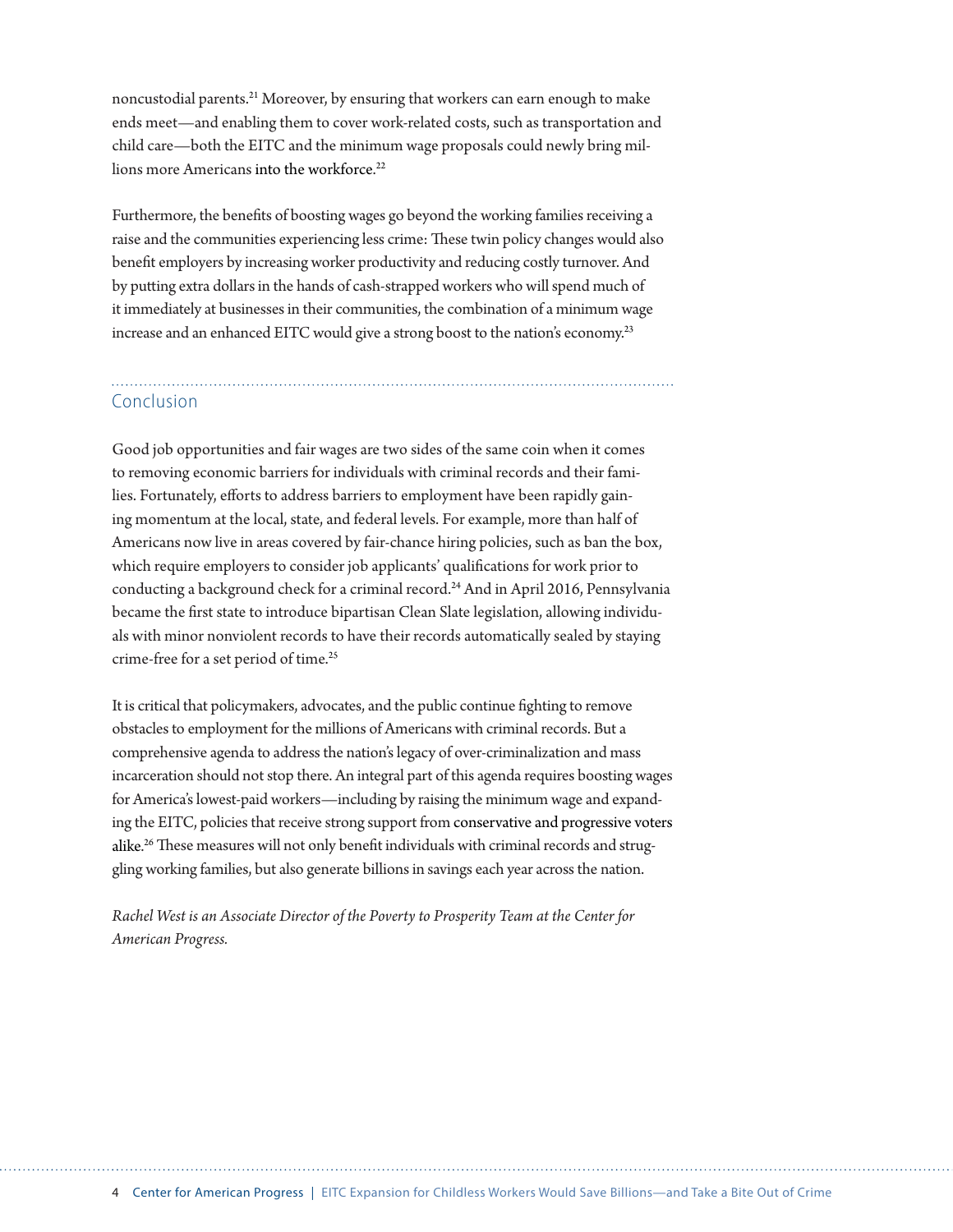noncustodial parents.[21] Moreover, by ensuring that workers can earn enough to make ends meet—and enabling them to cover work-related costs, such as transportation and child care—both the EITC and the minimum wage proposals could newly bring millions more Americans into the workforce.[22]

Furthermore, the benefits of boosting wages go beyond the working families receiving a raise and the communities experiencing less crime: These twin policy changes would also benefit employers by increasing worker productivity and reducing costly turnover. And by putting extra dollars in the hands of cash-strapped workers who will spend much of it immediately at businesses in their communities, the combination of a minimum wage increase and an enhanced EITC would give a strong boost to the nation's economy.[23]

## Conclusion

Good job opportunities and fair wages are two sides of the same coin when it comes to removing economic barriers for individuals with criminal records and their families. Fortunately, efforts to address barriers to employment have been rapidly gaining momentum at the local, state, and federal levels. For example, more than half of Americans now live in areas covered by fair-chance hiring policies, such as ban the box, which require employers to consider job applicants' qualifications for work prior to conducting a background check for a criminal record.[24] And in April 2016, Pennsylvania became the first state to introduce bipartisan Clean Slate legislation, allowing individuals with minor nonviolent records to have their records automatically sealed by staying crime-free for a set period of time.[25]

It is critical that policymakers, advocates, and the public continue fighting to remove obstacles to employment for the millions of Americans with criminal records. But a comprehensive agenda to address the nation's legacy of over-criminalization and mass incarceration should not stop there. An integral part of this agenda requires boosting wages for America's lowest-paid workers—including by raising the minimum wage and expanding the EITC, policies that receive strong support from conservative and progressive voters alike.[26] These measures will not only benefit individuals with criminal records and struggling working families, but also generate billions in savings each year across the nation.

*Rachel West is an Associate Director of the Poverty to Prosperity Team at the Center for American Progress.*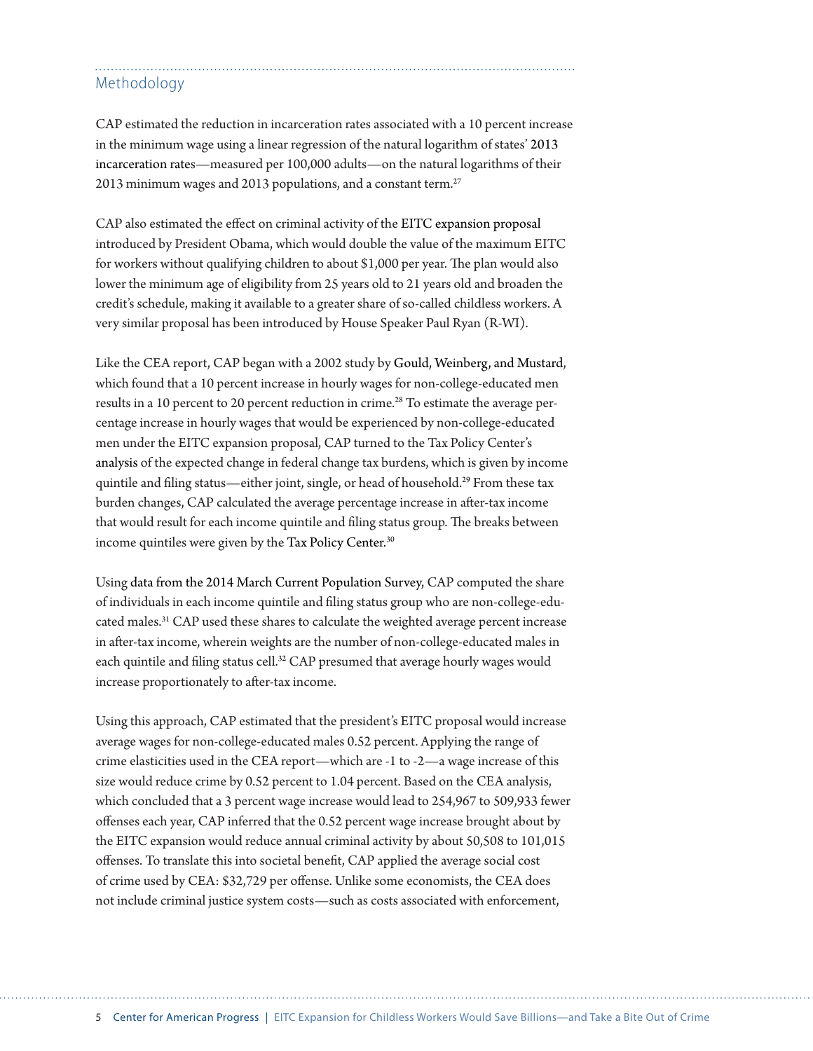## Methodology

CAP estimated the reduction in incarceration rates associated with a 10 percent increase in the minimum wage using a linear regression of the natural logarithm of states' 2013 incarceration rates—measured per 100,000 adults—on the natural logarithms of their 2013 minimum wages and 2013 populations, and a constant term.[27]

CAP also estimated the effect on criminal activity of the EITC expansion proposal introduced by President Obama, which would double the value of the maximum EITC for workers without qualifying children to about $1,000 per year. The plan would also lower the minimum age of eligibility from 25 years old to 21 years old and broaden the credit's schedule, making it available to a greater share of so-called childless workers. A very similar proposal has been introduced by House Speaker Paul Ryan (R-WI).

Like the CEA report, CAP began with a 2002 study by Gould, Weinberg, and Mustard, which found that a 10 percent increase in hourly wages for non-college-educated men results in a 10 percent to 20 percent reduction in crime.[28] To estimate the average percentage increase in hourly wages that would be experienced by non-college-educated men under the EITC expansion proposal, CAP turned to the Tax Policy Center's analysis of the expected change in federal change tax burdens, which is given by income quintile and filing status—either joint, single, or head of household.[29] From these tax burden changes, CAP calculated the average percentage increase in after-tax income that would result for each income quintile and filing status group. The breaks between income quintiles were given by the Tax Policy Center.[30]

Using data from the 2014 March Current Population Survey, CAP computed the share of individuals in each income quintile and filing status group who are non-college-educated males.[31] CAP used these shares to calculate the weighted average percent increase in after-tax income, wherein weights are the number of non-college-educated males in each quintile and filing status cell.[32] CAP presumed that average hourly wages would increase proportionately to after-tax income.

Using this approach, CAP estimated that the president's EITC proposal would increase average wages for non-college-educated males 0.52 percent. Applying the range of crime elasticities used in the CEA report—which are -1 to -2—a wage increase of this size would reduce crime by 0.52 percent to 1.04 percent. Based on the CEA analysis, which concluded that a 3 percent wage increase would lead to 254,967 to 509,933 fewer offenses each year, CAP inferred that the 0.52 percent wage increase brought about by the EITC expansion would reduce annual criminal activity by about 50,508 to 101,015 offenses. To translate this into societal benefit, CAP applied the average social cost of crime used by CEA: $32,729 per offense. Unlike some economists, the CEA does not include criminal justice system costs—such as costs associated with enforcement,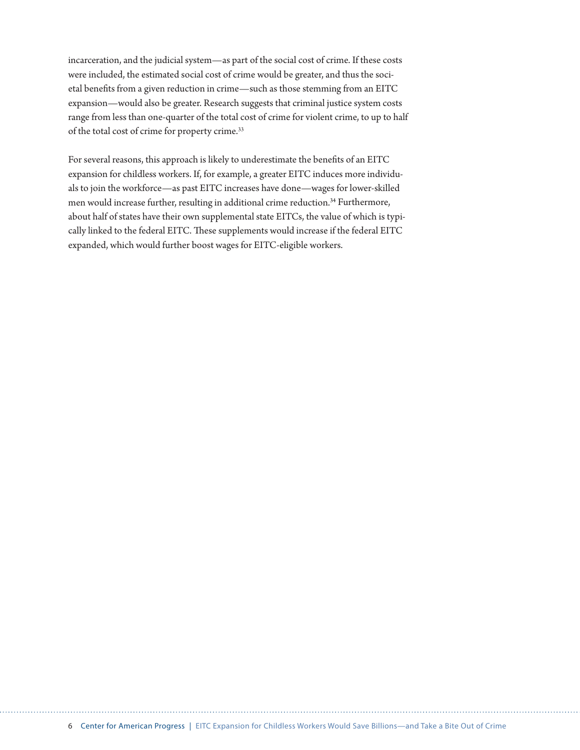incarceration, and the judicial system—as part of the social cost of crime. If these costs were included, the estimated social cost of crime would be greater, and thus the societal benefits from a given reduction in crime—such as those stemming from an EITC expansion—would also be greater. Research suggests that criminal justice system costs range from less than one-quarter of the total cost of crime for violent crime, to up to half of the total cost of crime for property crime.[33]

For several reasons, this approach is likely to underestimate the benefits of an EITC expansion for childless workers. If, for example, a greater EITC induces more individuals to join the workforce—as past EITC increases have done—wages for lower-skilled men would increase further, resulting in additional crime reduction.[34] Furthermore, about half of states have their own supplemental state EITCs, the value of which is typically linked to the federal EITC. These supplements would increase if the federal EITC expanded, which would further boost wages for EITC-eligible workers.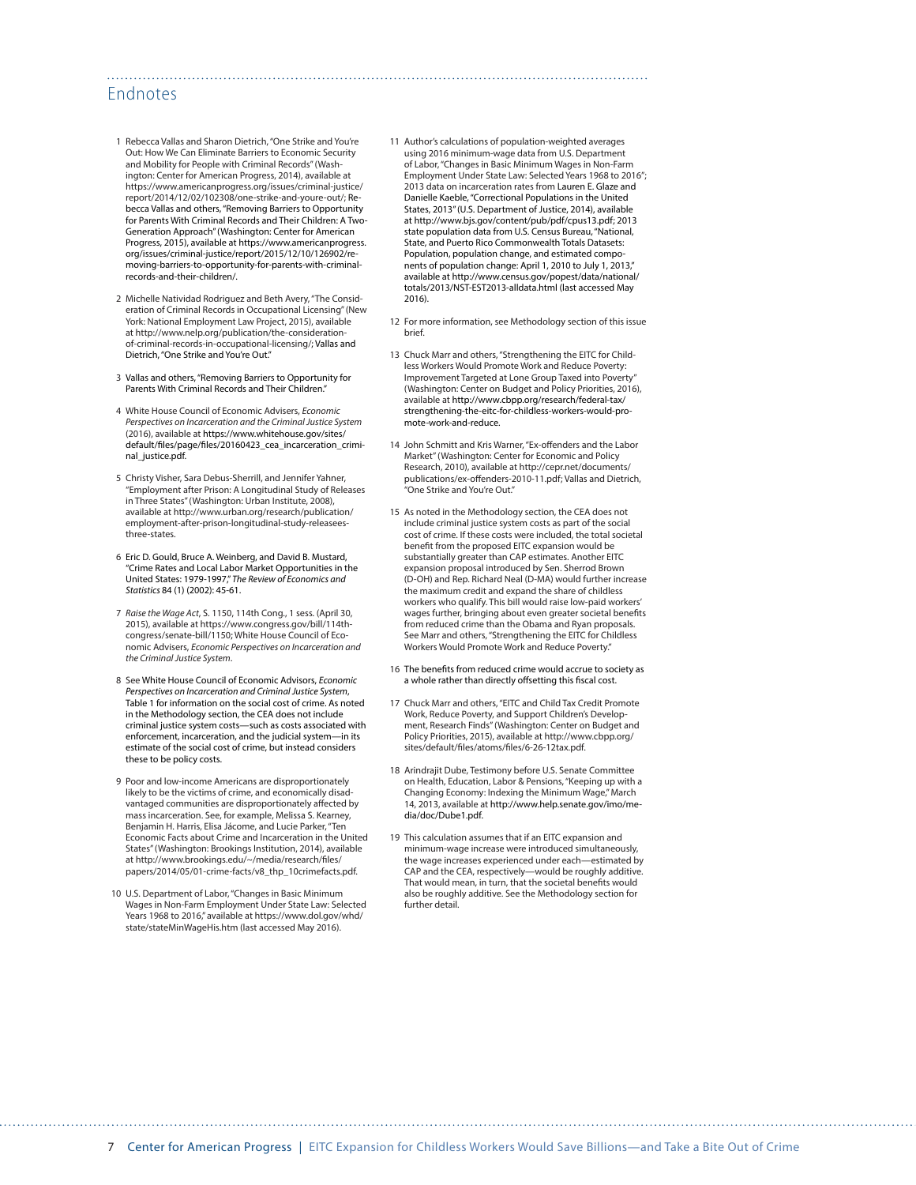## Endnotes

1. Rebecca Vallas and Sharon Dietrich, "One Strike and You're Out: How We Can Eliminate Barriers to Economic Security and Mobility for People with Criminal Records" (Washington: Center for American Progress, 2014), available at https://www.americanprogress.org/issues/criminal-justice/report/2014/12/02/102308/one-strike-and-youre-out/; Rebecca Vallas and others, "Removing Barriers to Opportunity for Parents With Criminal Records and Their Children: A Two-Generation Approach" (Washington: Center for American Progress, 2015), available at https://www.americanprogress.org/issues/criminal-justice/report/2015/12/10/126902/removing-barriers-to-opportunity-for-parents-with-criminal-records-and-their-children/.

2. Michelle Natividad Rodriguez and Beth Avery, "The Consideration of Criminal Records in Occupational Licensing" (New York: National Employment Law Project, 2015), available at http://www.nelp.org/publication/the-consideration-of-criminal-records-in-occupational-licensing/; Vallas and Dietrich, "One Strike and You're Out."

3. Vallas and others, "Removing Barriers to Opportunity for Parents With Criminal Records and Their Children."

4. White House Council of Economic Advisers, *Economic Perspectives on Incarceration and the Criminal Justice System* (2016), available at https://www.whitehouse.gov/sites/default/files/page/files/20160423_cea_incarceration_criminal_justice.pdf.

5. Christy Visher, Sara Debus-Sherrill, and Jennifer Yahner, "Employment after Prison: A Longitudinal Study of Releases in Three States" (Washington: Urban Institute, 2008), available at http://www.urban.org/research/publication/employment-after-prison-longitudinal-study-releasees-three-states.

6. Eric D. Gould, Bruce A. Weinberg, and David B. Mustard, "Crime Rates and Local Labor Market Opportunities in the United States: 1979-1997," *The Review of Economics and Statistics* 84 (1) (2002): 45-61.

7. *Raise the Wage Act*, S. 1150, 114th Cong., 1 sess. (April 30, 2015), available at https://www.congress.gov/bill/114th-congress/senate-bill/1150; White House Council of Economic Advisers, *Economic Perspectives on Incarceration and the Criminal Justice System*.

8. See White House Council of Economic Advisors, *Economic Perspectives on Incarceration and Criminal Justice System*, Table 1 for information on the social cost of crime. As noted in the Methodology section, the CEA does not include criminal justice system costs—such as costs associated with enforcement, incarceration, and the judicial system—in its estimate of the social cost of crime, but instead considers these to be policy costs.

9. Poor and low-income Americans are disproportionately likely to be the victims of crime, and economically disadvantaged communities are disproportionately affected by mass incarceration. See, for example, Melissa S. Kearney, Benjamin H. Harris, Elisa Jácome, and Lucie Parker, "Ten Economic Facts about Crime and Incarceration in the United States" (Washington: Brookings Institution, 2014), available at http://www.brookings.edu/~/media/research/files/papers/2014/05/01-crime-facts/v8_thp_10crimefacts.pdf.

10. U.S. Department of Labor, "Changes in Basic Minimum Wages in Non-Farm Employment Under State Law: Selected Years 1968 to 2016," available at https://www.dol.gov/whd/state/stateMinWageHis.htm (last accessed May 2016).

11. Author's calculations of population-weighted averages using 2016 minimum-wage data from U.S. Department of Labor, "Changes in Basic Minimum Wages in Non-Farm Employment Under State Law: Selected Years 1968 to 2016"; 2013 data on incarceration rates from Lauren E. Glaze and Danielle Kaeble, "Correctional Populations in the United States, 2013" (U.S. Department of Justice, 2014), available at http://www.bjs.gov/content/pub/pdf/cpus13.pdf; 2013 state population data from U.S. Census Bureau, "National, State, and Puerto Rico Commonwealth Totals Datasets: Population, population change, and estimated components of population change: April 1, 2010 to July 1, 2013," available at http://www.census.gov/popest/data/national/totals/2013/NST-EST2013-alldata.html (last accessed May 2016).

12. For more information, see Methodology section of this issue brief.

13. Chuck Marr and others, "Strengthening the EITC for Childless Workers Would Promote Work and Reduce Poverty: Improvement Targeted at Lone Group Taxed into Poverty" (Washington: Center on Budget and Policy Priorities, 2016), available at http://www.cbpp.org/research/federal-tax/strengthening-the-eitc-for-childless-workers-would-promote-work-and-reduce.

14. John Schmitt and Kris Warner, "Ex-offenders and the Labor Market" (Washington: Center for Economic and Policy Research, 2010), available at http://cepr.net/documents/publications/ex-offenders-2010-11.pdf; Vallas and Dietrich, "One Strike and You're Out."

15. As noted in the Methodology section, the CEA does not include criminal justice system costs as part of the social cost of crime. If these costs were included, the total societal benefit from the proposed EITC expansion would be substantially greater than CAP estimates. Another EITC expansion proposal introduced by Sen. Sherrod Brown (D-OH) and Rep. Richard Neal (D-MA) would further increase the maximum credit and expand the share of childless workers who qualify. This bill would raise low-paid workers' wages further, bringing about even greater societal benefits from reduced crime than the Obama and Ryan proposals. See Marr and others, "Strengthening the EITC for Childless Workers Would Promote Work and Reduce Poverty."

16. The benefits from reduced crime would accrue to society as a whole rather than directly offsetting this fiscal cost.

17. Chuck Marr and others, "EITC and Child Tax Credit Promote Work, Reduce Poverty, and Support Children's Development, Research Finds" (Washington: Center on Budget and Policy Priorities, 2015), available at http://www.cbpp.org/sites/default/files/atoms/files/6-26-12tax.pdf.

18. Arindrajit Dube, Testimony before U.S. Senate Committee on Health, Education, Labor & Pensions, "Keeping up with a Changing Economy: Indexing the Minimum Wage," March 14, 2013, available at http://www.help.senate.gov/imo/media/doc/Dube1.pdf.

19. This calculation assumes that if an EITC expansion and minimum-wage increase were introduced simultaneously, the wage increases experienced under each—estimated by CAP and the CEA, respectively—would be roughly additive. That would mean, in turn, that the societal benefits would also be roughly additive. See the Methodology section for further detail.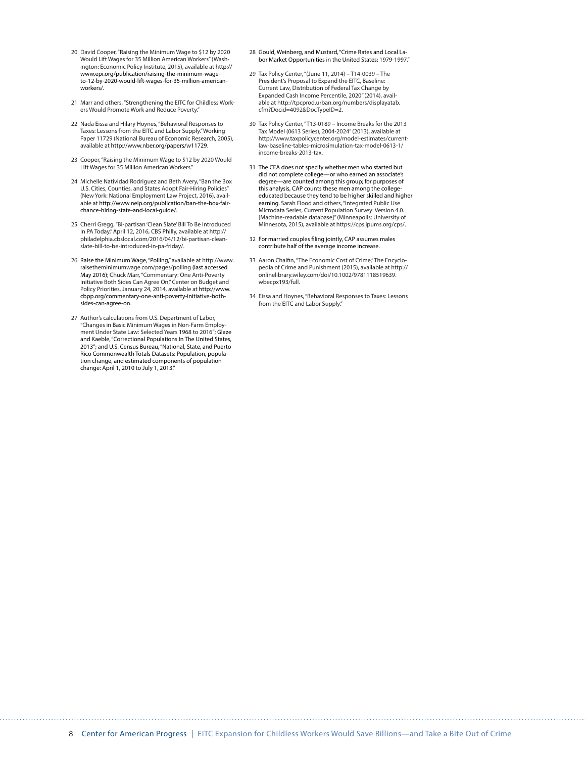20 David Cooper, "Raising the Minimum Wage to $12 by 2020 Would Lift Wages for 35 Million American Workers" (Washington: Economic Policy Institute, 2015), available at http://www.epi.org/publication/raising-the-minimum-wage-to-12-by-2020-would-lift-wages-for-35-million-american-workers/.

21 Marr and others, "Strengthening the EITC for Childless Workers Would Promote Work and Reduce Poverty."

22 Nada Eissa and Hilary Hoynes, "Behavioral Responses to Taxes: Lessons from the EITC and Labor Supply." Working Paper 11729 (National Bureau of Economic Research, 2005), available at http://www.nber.org/papers/w11729.

23 Cooper, "Raising the Minimum Wage to $12 by 2020 Would Lift Wages for 35 Million American Workers."

24 Michelle Natividad Rodriguez and Beth Avery, "Ban the Box U.S. Cities, Counties, and States Adopt Fair-Hiring Policies" (New York: National Employment Law Project, 2016), available at http://www.nelp.org/publication/ban-the-box-fair-chance-hiring-state-and-local-guide/.

25 Cherri Gregg, "Bi-partisan 'Clean Slate' Bill To Be Introduced In PA Today," April 12, 2016, CBS Philly, available at http://philadelphia.cbslocal.com/2016/04/12/bi-partisan-clean-slate-bill-to-be-introduced-in-pa-friday/.

26 Raise the Minimum Wage, "Polling," available at http://www.raisetheminimumwage.com/pages/polling (last accessed May 2016); Chuck Marr, "Commentary: One Anti-Poverty Initiative Both Sides Can Agree On," Center on Budget and Policy Priorities, January 24, 2014, available at http://www.cbpp.org/commentary-one-anti-poverty-initiative-both-sides-can-agree-on.

27 Author's calculations from U.S. Department of Labor, "Changes in Basic Minimum Wages in Non-Farm Employment Under State Law: Selected Years 1968 to 2016"; Glaze and Kaeble, "Correctional Populations In The United States, 2013"; and U.S. Census Bureau, "National, State, and Puerto Rico Commonwealth Totals Datasets: Population, population change, and estimated components of population change: April 1, 2010 to July 1, 2013."

28 Gould, Weinberg, and Mustard, "Crime Rates and Local Labor Market Opportunities in the United States: 1979-1997."

29 Tax Policy Center, "(June 11, 2014) – T14-0039 – The President's Proposal to Expand the EITC, Baseline: Current Law, Distribution of Federal Tax Change by Expanded Cash Income Percentile, 2020" (2014), available at http://tpcprod.urban.org/numbers/displayatab.cfm?Docid=4092&DocTypeID=2.

30 Tax Policy Center, "T13-0189 – Income Breaks for the 2013 Tax Model (0613 Series), 2004-2024" (2013), available at http://www.taxpolicycenter.org/model-estimates/current-law-baseline-tables-microsimulation-tax-model-0613-1/income-breaks-2013-tax.

31 The CEA does not specify whether men who started but did not complete college—or who earned an associate's degree—are counted among this group; for purposes of this analysis, CAP counts these men among the college-educated because they tend to be higher skilled and higher earning. Sarah Flood and others, "Integrated Public Use Microdata Series, Current Population Survey: Version 4.0. [Machine-readable database]" (Minneapolis: University of Minnesota, 2015), available at https://cps.ipums.org/cps/.

32 For married couples filing jointly, CAP assumes males contribute half of the average income increase.

33 Aaron Chalfin, "The Economic Cost of Crime," The Encyclopedia of Crime and Punishment (2015), available at http://onlinelibrary.wiley.com/doi/10.1002/9781118519639.wbecpx193/full.

34 Eissa and Hoynes, "Behavioral Responses to Taxes: Lessons from the EITC and Labor Supply."